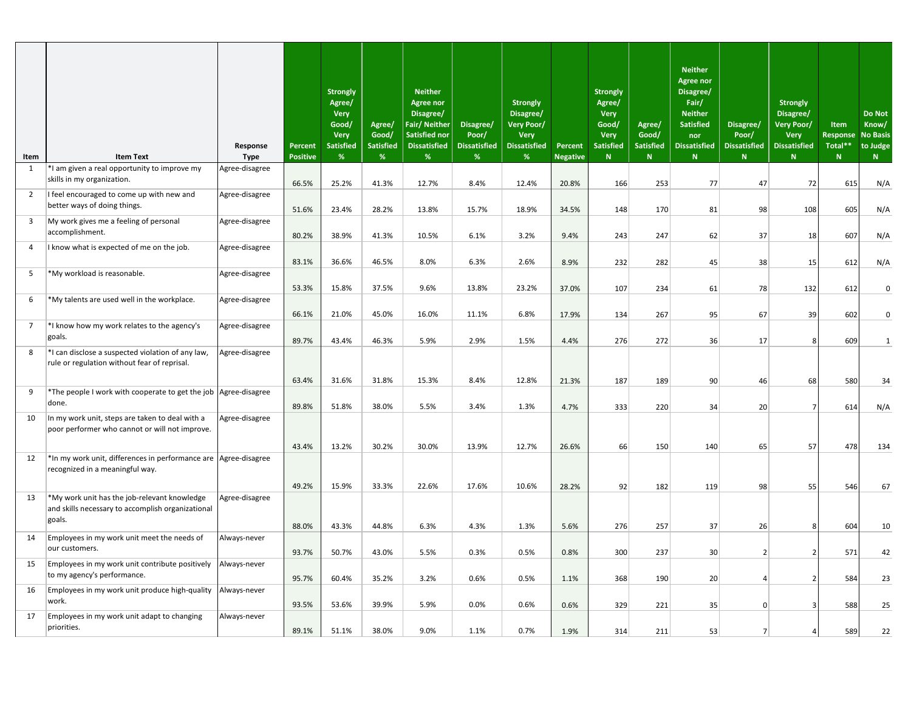| Item | Item Text | Response Type | Percent Positive | Strongly Agree/ Very Good/ Very Satisfied % | Agree/ Good/ Satisfied % | Neither Agree nor Disagree/ Fair/ Neither Satisfied nor Dissatisfied % | Disagree/ Poor/ Dissatisfied % | Strongly Disagree/ Very Poor/ Very Dissatisfied % | Percent Negative | Strongly Agree/ Very Good/ Very Satisfied N | Agree/ Good/ Satisfied N | Neither Agree nor Disagree/ Fair/ Neither Satisfied nor Dissatisfied N | Disagree/ Poor/ Dissatisfied N | Strongly Disagree/ Very Poor/ Very Dissatisfied N | Item Response Total** N | Do Not Know/ No Basis to Judge N |
|---|---|---|---|---|---|---|---|---|---|---|---|---|---|---|---|---|
| 1 | *I am given a real opportunity to improve my skills in my organization. | Agree-disagree | 66.5% | 25.2% | 41.3% | 12.7% | 8.4% | 12.4% | 20.8% | 166 | 253 | 77 | 47 | 72 | 615 | N/A |
| 2 | I feel encouraged to come up with new and better ways of doing things. | Agree-disagree | 51.6% | 23.4% | 28.2% | 13.8% | 15.7% | 18.9% | 34.5% | 148 | 170 | 81 | 98 | 108 | 605 | N/A |
| 3 | My work gives me a feeling of personal accomplishment. | Agree-disagree | 80.2% | 38.9% | 41.3% | 10.5% | 6.1% | 3.2% | 9.4% | 243 | 247 | 62 | 37 | 18 | 607 | N/A |
| 4 | I know what is expected of me on the job. | Agree-disagree | 83.1% | 36.6% | 46.5% | 8.0% | 6.3% | 2.6% | 8.9% | 232 | 282 | 45 | 38 | 15 | 612 | N/A |
| 5 | *My workload is reasonable. | Agree-disagree | 53.3% | 15.8% | 37.5% | 9.6% | 13.8% | 23.2% | 37.0% | 107 | 234 | 61 | 78 | 132 | 612 | 0 |
| 6 | *My talents are used well in the workplace. | Agree-disagree | 66.1% | 21.0% | 45.0% | 16.0% | 11.1% | 6.8% | 17.9% | 134 | 267 | 95 | 67 | 39 | 602 | 0 |
| 7 | *I know how my work relates to the agency's goals. | Agree-disagree | 89.7% | 43.4% | 46.3% | 5.9% | 2.9% | 1.5% | 4.4% | 276 | 272 | 36 | 17 | 8 | 609 | 1 |
| 8 | *I can disclose a suspected violation of any law, rule or regulation without fear of reprisal. | Agree-disagree | 63.4% | 31.6% | 31.8% | 15.3% | 8.4% | 12.8% | 21.3% | 187 | 189 | 90 | 46 | 68 | 580 | 34 |
| 9 | *The people I work with cooperate to get the job done. | Agree-disagree | 89.8% | 51.8% | 38.0% | 5.5% | 3.4% | 1.3% | 4.7% | 333 | 220 | 34 | 20 | 7 | 614 | N/A |
| 10 | In my work unit, steps are taken to deal with a poor performer who cannot or will not improve. | Agree-disagree | 43.4% | 13.2% | 30.2% | 30.0% | 13.9% | 12.7% | 26.6% | 66 | 150 | 140 | 65 | 57 | 478 | 134 |
| 12 | *In my work unit, differences in performance are recognized in a meaningful way. | Agree-disagree | 49.2% | 15.9% | 33.3% | 22.6% | 17.6% | 10.6% | 28.2% | 92 | 182 | 119 | 98 | 55 | 546 | 67 |
| 13 | *My work unit has the job-relevant knowledge and skills necessary to accomplish organizational goals. | Agree-disagree | 88.0% | 43.3% | 44.8% | 6.3% | 4.3% | 1.3% | 5.6% | 276 | 257 | 37 | 26 | 8 | 604 | 10 |
| 14 | Employees in my work unit meet the needs of our customers. | Always-never | 93.7% | 50.7% | 43.0% | 5.5% | 0.3% | 0.5% | 0.8% | 300 | 237 | 30 | 2 | 2 | 571 | 42 |
| 15 | Employees in my work unit contribute positively to my agency's performance. | Always-never | 95.7% | 60.4% | 35.2% | 3.2% | 0.6% | 0.5% | 1.1% | 368 | 190 | 20 | 4 | 2 | 584 | 23 |
| 16 | Employees in my work unit produce high-quality work. | Always-never | 93.5% | 53.6% | 39.9% | 5.9% | 0.0% | 0.6% | 0.6% | 329 | 221 | 35 | 0 | 3 | 588 | 25 |
| 17 | Employees in my work unit adapt to changing priorities. | Always-never | 89.1% | 51.1% | 38.0% | 9.0% | 1.1% | 0.7% | 1.9% | 314 | 211 | 53 | 7 | 4 | 589 | 22 |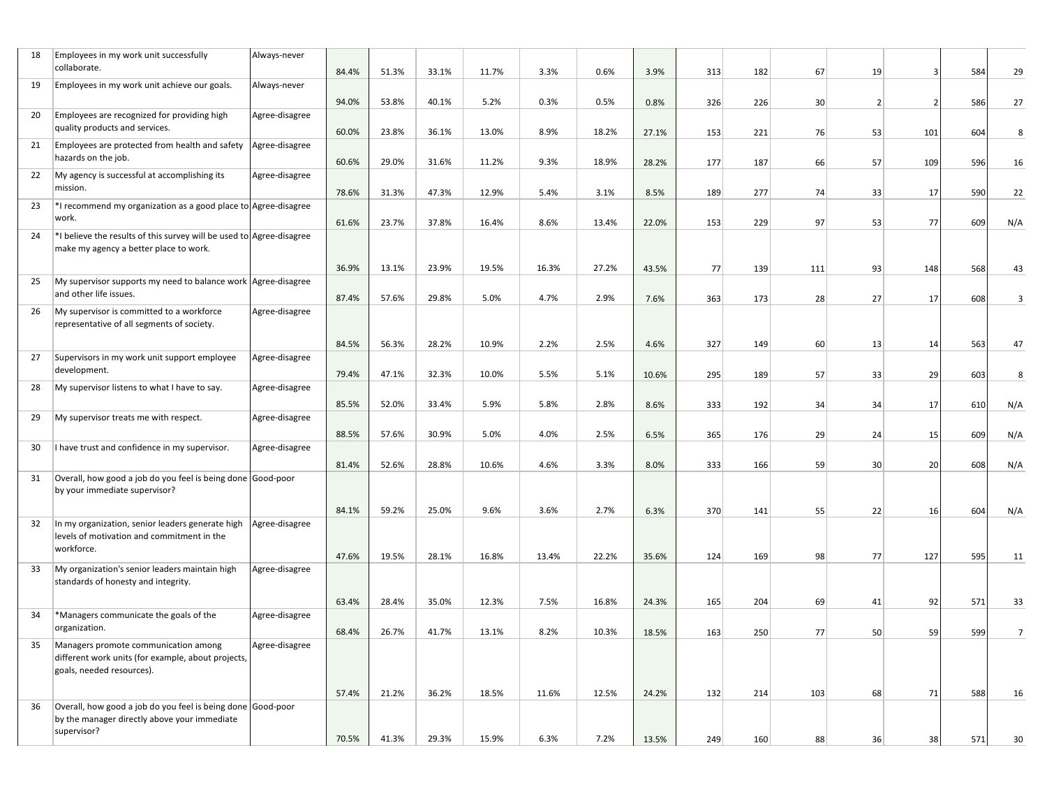| | | | | | | | | | | | | | | | |
|---|---|---|---|---|---|---|---|---|---|---|---|---|---|---|---|
| 18 | Employees in my work unit successfully collaborate. | Always-never | 84.4% | 51.3% | 33.1% | 11.7% | 3.3% | 0.6% | 3.9% | 313 | 182 | 67 | 19 | 3 | 584 | 29 |
| 19 | Employees in my work unit achieve our goals. | Always-never | 94.0% | 53.8% | 40.1% | 5.2% | 0.3% | 0.5% | 0.8% | 326 | 226 | 30 | 2 | 2 | 586 | 27 |
| 20 | Employees are recognized for providing high quality products and services. | Agree-disagree | 60.0% | 23.8% | 36.1% | 13.0% | 8.9% | 18.2% | 27.1% | 153 | 221 | 76 | 53 | 101 | 604 | 8 |
| 21 | Employees are protected from health and safety hazards on the job. | Agree-disagree | 60.6% | 29.0% | 31.6% | 11.2% | 9.3% | 18.9% | 28.2% | 177 | 187 | 66 | 57 | 109 | 596 | 16 |
| 22 | My agency is successful at accomplishing its mission. | Agree-disagree | 78.6% | 31.3% | 47.3% | 12.9% | 5.4% | 3.1% | 8.5% | 189 | 277 | 74 | 33 | 17 | 590 | 22 |
| 23 | *I recommend my organization as a good place to work. | Agree-disagree | 61.6% | 23.7% | 37.8% | 16.4% | 8.6% | 13.4% | 22.0% | 153 | 229 | 97 | 53 | 77 | 609 | N/A |
| 24 | *I believe the results of this survey will be used to make my agency a better place to work. | Agree-disagree | 36.9% | 13.1% | 23.9% | 19.5% | 16.3% | 27.2% | 43.5% | 77 | 139 | 111 | 93 | 148 | 568 | 43 |
| 25 | My supervisor supports my need to balance work and other life issues. | Agree-disagree | 87.4% | 57.6% | 29.8% | 5.0% | 4.7% | 2.9% | 7.6% | 363 | 173 | 28 | 27 | 17 | 608 | 3 |
| 26 | My supervisor is committed to a workforce representative of all segments of society. | Agree-disagree | 84.5% | 56.3% | 28.2% | 10.9% | 2.2% | 2.5% | 4.6% | 327 | 149 | 60 | 13 | 14 | 563 | 47 |
| 27 | Supervisors in my work unit support employee development. | Agree-disagree | 79.4% | 47.1% | 32.3% | 10.0% | 5.5% | 5.1% | 10.6% | 295 | 189 | 57 | 33 | 29 | 603 | 8 |
| 28 | My supervisor listens to what I have to say. | Agree-disagree | 85.5% | 52.0% | 33.4% | 5.9% | 5.8% | 2.8% | 8.6% | 333 | 192 | 34 | 34 | 17 | 610 | N/A |
| 29 | My supervisor treats me with respect. | Agree-disagree | 88.5% | 57.6% | 30.9% | 5.0% | 4.0% | 2.5% | 6.5% | 365 | 176 | 29 | 24 | 15 | 609 | N/A |
| 30 | I have trust and confidence in my supervisor. | Agree-disagree | 81.4% | 52.6% | 28.8% | 10.6% | 4.6% | 3.3% | 8.0% | 333 | 166 | 59 | 30 | 20 | 608 | N/A |
| 31 | Overall, how good a job do you feel is being done by your immediate supervisor? | Good-poor | 84.1% | 59.2% | 25.0% | 9.6% | 3.6% | 2.7% | 6.3% | 370 | 141 | 55 | 22 | 16 | 604 | N/A |
| 32 | In my organization, senior leaders generate high levels of motivation and commitment in the workforce. | Agree-disagree | 47.6% | 19.5% | 28.1% | 16.8% | 13.4% | 22.2% | 35.6% | 124 | 169 | 98 | 77 | 127 | 595 | 11 |
| 33 | My organization's senior leaders maintain high standards of honesty and integrity. | Agree-disagree | 63.4% | 28.4% | 35.0% | 12.3% | 7.5% | 16.8% | 24.3% | 165 | 204 | 69 | 41 | 92 | 571 | 33 |
| 34 | *Managers communicate the goals of the organization. | Agree-disagree | 68.4% | 26.7% | 41.7% | 13.1% | 8.2% | 10.3% | 18.5% | 163 | 250 | 77 | 50 | 59 | 599 | 7 |
| 35 | Managers promote communication among different work units (for example, about projects, goals, needed resources). | Agree-disagree | 57.4% | 21.2% | 36.2% | 18.5% | 11.6% | 12.5% | 24.2% | 132 | 214 | 103 | 68 | 71 | 588 | 16 |
| 36 | Overall, how good a job do you feel is being done by the manager directly above your immediate supervisor? | Good-poor | 70.5% | 41.3% | 29.3% | 15.9% | 6.3% | 7.2% | 13.5% | 249 | 160 | 88 | 36 | 38 | 571 | 30 |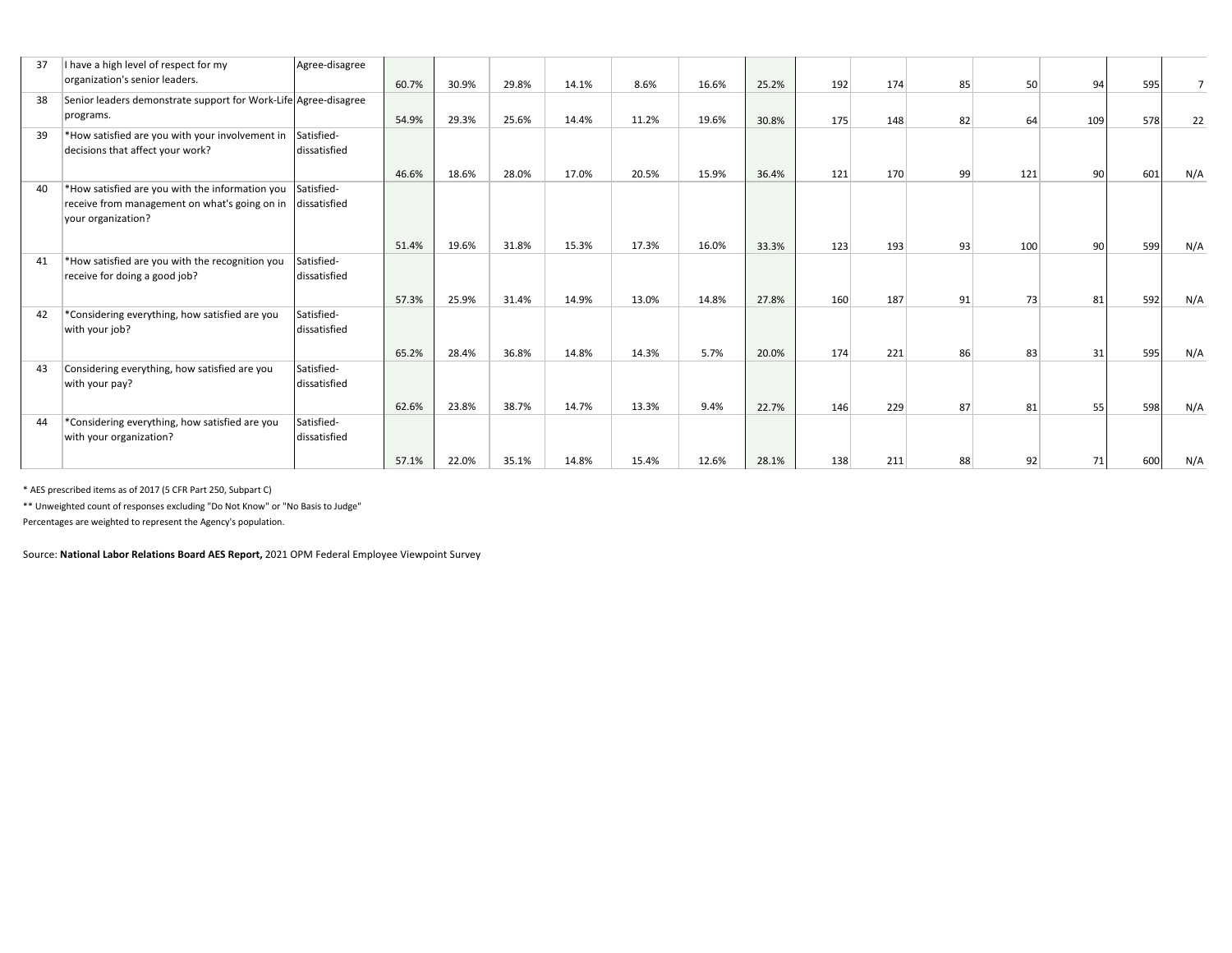| 37 | I have a high level of respect for my organization's senior leaders. | Agree-disagree | 60.7% | 30.9% | 29.8% | 14.1% | 8.6% | 16.6% | 25.2% | 192 | 174 | 85 | 50 | 94 | 595 | 7 |
|---|---|---|---|---|---|---|---|---|---|---|---|---|---|---|---|---|
| 38 | Senior leaders demonstrate support for Work-Life programs. | Agree-disagree | 54.9% | 29.3% | 25.6% | 14.4% | 11.2% | 19.6% | 30.8% | 175 | 148 | 82 | 64 | 109 | 578 | 22 |
| 39 | *How satisfied are you with your involvement in decisions that affect your work? | Satisfied-dissatisfied | 46.6% | 18.6% | 28.0% | 17.0% | 20.5% | 15.9% | 36.4% | 121 | 170 | 99 | 121 | 90 | 601 | N/A |
| 40 | *How satisfied are you with the information you receive from management on what's going on in your organization? | Satisfied-dissatisfied | 51.4% | 19.6% | 31.8% | 15.3% | 17.3% | 16.0% | 33.3% | 123 | 193 | 93 | 100 | 90 | 599 | N/A |
| 41 | *How satisfied are you with the recognition you receive for doing a good job? | Satisfied-dissatisfied | 57.3% | 25.9% | 31.4% | 14.9% | 13.0% | 14.8% | 27.8% | 160 | 187 | 91 | 73 | 81 | 592 | N/A |
| 42 | *Considering everything, how satisfied are you with your job? | Satisfied-dissatisfied | 65.2% | 28.4% | 36.8% | 14.8% | 14.3% | 5.7% | 20.0% | 174 | 221 | 86 | 83 | 31 | 595 | N/A |
| 43 | Considering everything, how satisfied are you with your pay? | Satisfied-dissatisfied | 62.6% | 23.8% | 38.7% | 14.7% | 13.3% | 9.4% | 22.7% | 146 | 229 | 87 | 81 | 55 | 598 | N/A |
| 44 | *Considering everything, how satisfied are you with your organization? | Satisfied-dissatisfied | 57.1% | 22.0% | 35.1% | 14.8% | 15.4% | 12.6% | 28.1% | 138 | 211 | 88 | 92 | 71 | 600 | N/A |

* AES prescribed items as of 2017 (5 CFR Part 250, Subpart C)

** Unweighted count of responses excluding "Do Not Know" or "No Basis to Judge"

Percentages are weighted to represent the Agency's population.

Source: **National Labor Relations Board AES Report,** 2021 OPM Federal Employee Viewpoint Survey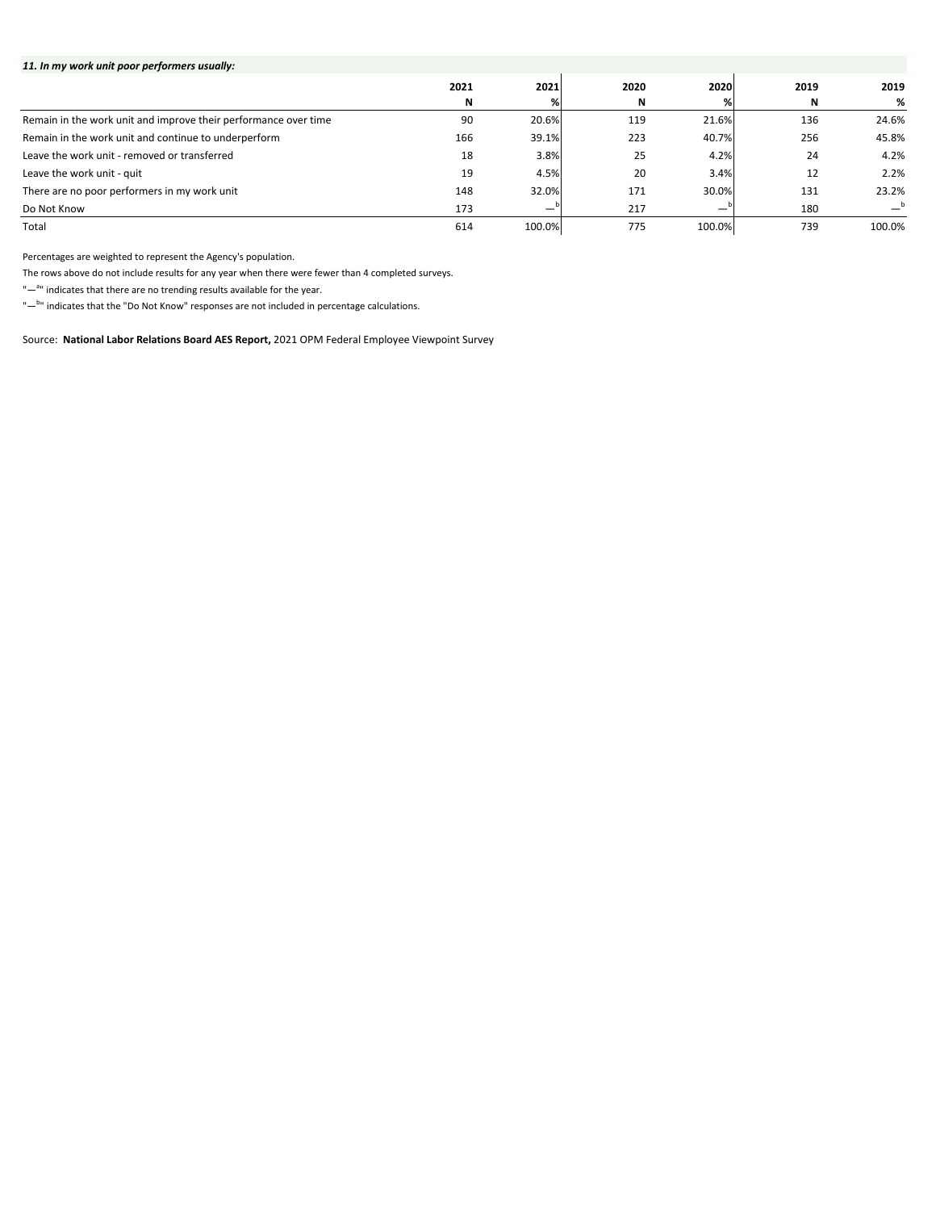***11. In my work unit poor performers usually:***

| | 2021 N | 2021 % | 2020 N | 2020 % | 2019 N | 2019 % |
|---|---|---|---|---|---|---|
| Remain in the work unit and improve their performance over time | 90 | 20.6% | 119 | 21.6% | 136 | 24.6% |
| Remain in the work unit and continue to underperform | 166 | 39.1% | 223 | 40.7% | 256 | 45.8% |
| Leave the work unit - removed or transferred | 18 | 3.8% | 25 | 4.2% | 24 | 4.2% |
| Leave the work unit - quit | 19 | 4.5% | 20 | 3.4% | 12 | 2.2% |
| There are no poor performers in my work unit | 148 | 32.0% | 171 | 30.0% | 131 | 23.2% |
| Do Not Know | 173 | —[b] | 217 | —[b] | 180 | —[b] |
| Total | 614 | 100.0% | 775 | 100.0% | 739 | 100.0% |

Percentages are weighted to represent the Agency's population.

The rows above do not include results for any year when there were fewer than 4 completed surveys.

"—[a]" indicates that there are no trending results available for the year.

"—[b]" indicates that the "Do Not Know" responses are not included in percentage calculations.

Source: **National Labor Relations Board AES Report,** 2021 OPM Federal Employee Viewpoint Survey